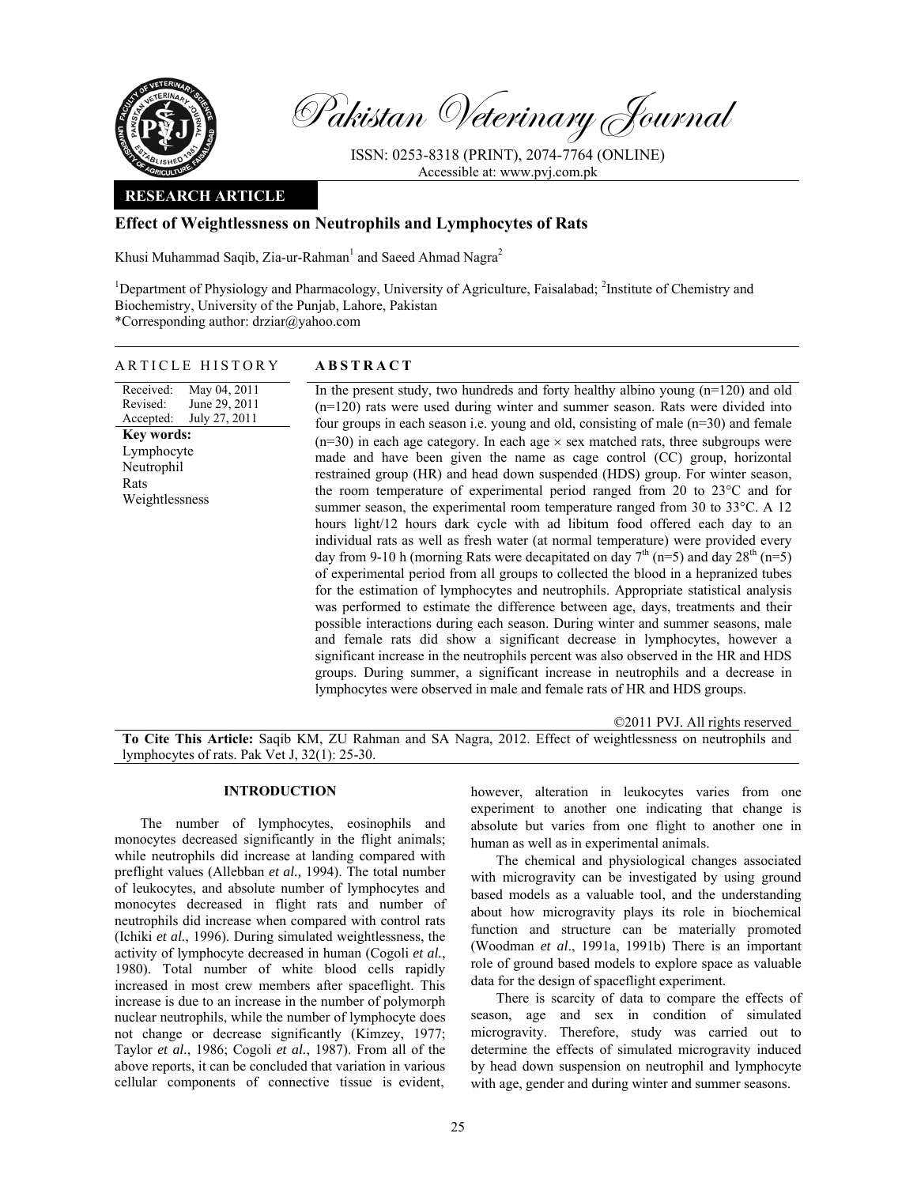Pakistan Veterinary Journal

ISSN: 0253-8318 (PRINT), 2074-7764 (ONLINE)
Accessible at: www.pvj.com.pk

**RESEARCH ARTICLE**

# Effect of Weightlessness on Neutrophils and Lymphocytes of Rats

Khusi Muhammad Saqib, Zia-ur-Rahman[1] and Saeed Ahmad Nagra[2]

[1]Department of Physiology and Pharmacology, University of Agriculture, Faisalabad; [2]Institute of Chemistry and Biochemistry, University of the Punjab, Lahore, Pakistan
*Corresponding author: drziar@yahoo.com

## ARTICLE HISTORY

Received: May 04, 2011
Revised: June 29, 2011
Accepted: July 27, 2011

**Key words:**
Lymphocyte
Neutrophil
Rats
Weightlessness

## ABSTRACT

In the present study, two hundreds and forty healthy albino young (n=120) and old (n=120) rats were used during winter and summer season. Rats were divided into four groups in each season i.e. young and old, consisting of male (n=30) and female (n=30) in each age category. In each age × sex matched rats, three subgroups were made and have been given the name as cage control (CC) group, horizontal restrained group (HR) and head down suspended (HDS) group. For winter season, the room temperature of experimental period ranged from 20 to 23°C and for summer season, the experimental room temperature ranged from 30 to 33°C. A 12 hours light/12 hours dark cycle with ad libitum food offered each day to an individual rats as well as fresh water (at normal temperature) were provided every day from 9-10 h (morning Rats were decapitated on day 7[th] (n=5) and day 28[th] (n=5) of experimental period from all groups to collected the blood in a hepranized tubes for the estimation of lymphocytes and neutrophils. Appropriate statistical analysis was performed to estimate the difference between age, days, treatments and their possible interactions during each season. During winter and summer seasons, male and female rats did show a significant decrease in lymphocytes, however a significant increase in the neutrophils percent was also observed in the HR and HDS groups. During summer, a significant increase in neutrophils and a decrease in lymphocytes were observed in male and female rats of HR and HDS groups.

©2011 PVJ. All rights reserved

**To Cite This Article:** Saqib KM, ZU Rahman and SA Nagra, 2012. Effect of weightlessness on neutrophils and lymphocytes of rats. Pak Vet J, 32(1): 25-30.

## INTRODUCTION

The number of lymphocytes, eosinophils and monocytes decreased significantly in the flight animals; while neutrophils did increase at landing compared with preflight values (Allebban *et al.,* 1994). The total number of leukocytes, and absolute number of lymphocytes and monocytes decreased in flight rats and number of neutrophils did increase when compared with control rats (Ichiki *et al.*, 1996). During simulated weightlessness, the activity of lymphocyte decreased in human (Cogoli *et al.*, 1980). Total number of white blood cells rapidly increased in most crew members after spaceflight. This increase is due to an increase in the number of polymorph nuclear neutrophils, while the number of lymphocyte does not change or decrease significantly (Kimzey, 1977; Taylor *et al.*, 1986; Cogoli *et al.*, 1987). From all of the above reports, it can be concluded that variation in various cellular components of connective tissue is evident, however, alteration in leukocytes varies from one experiment to another one indicating that change is absolute but varies from one flight to another one in human as well as in experimental animals.

The chemical and physiological changes associated with microgravity can be investigated by using ground based models as a valuable tool, and the understanding about how microgravity plays its role in biochemical function and structure can be materially promoted (Woodman *et al*., 1991a, 1991b) There is an important role of ground based models to explore space as valuable data for the design of spaceflight experiment.

There is scarcity of data to compare the effects of season, age and sex in condition of simulated microgravity. Therefore, study was carried out to determine the effects of simulated microgravity induced by head down suspension on neutrophil and lymphocyte with age, gender and during winter and summer seasons.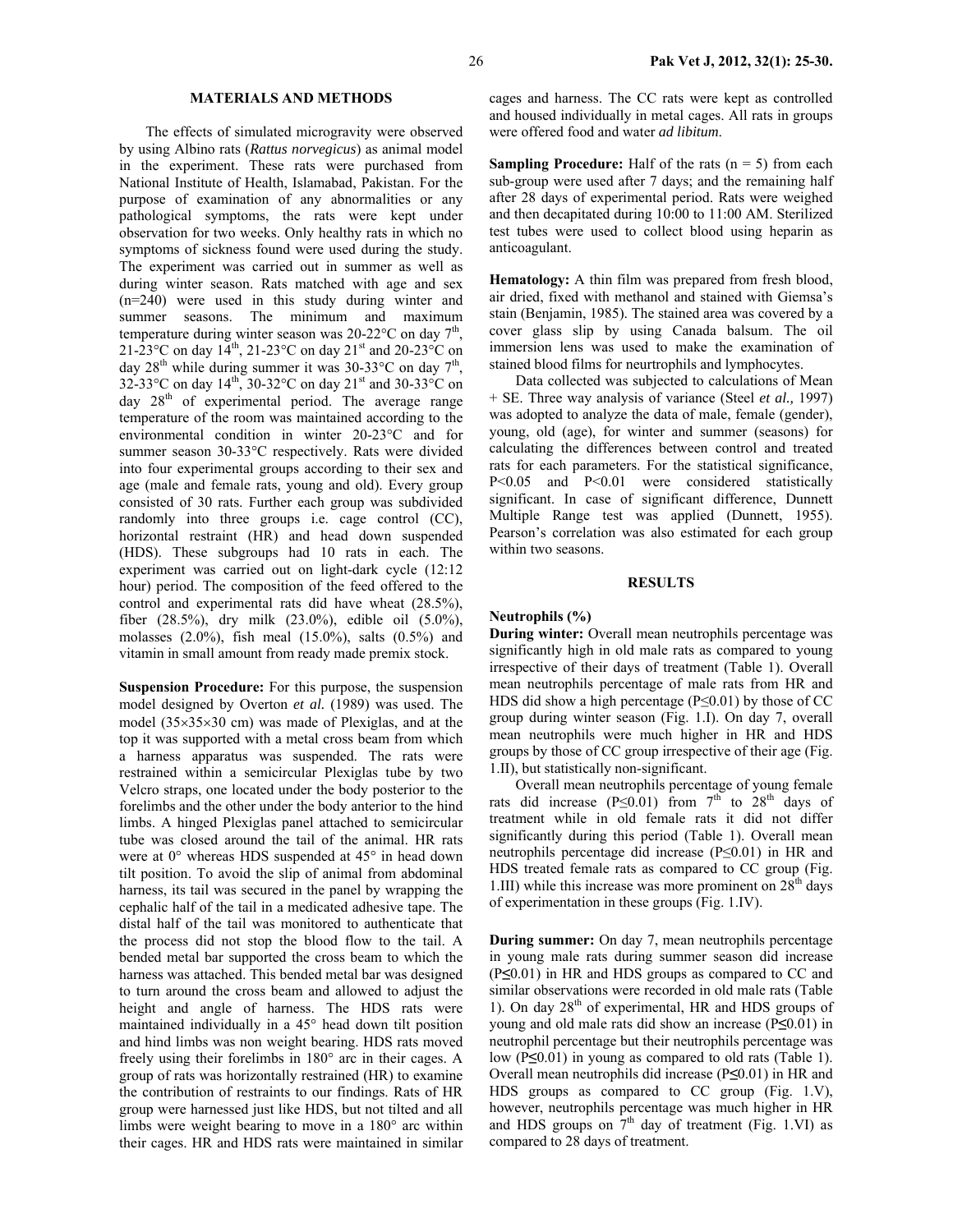## MATERIALS AND METHODS

The effects of simulated microgravity were observed by using Albino rats (*Rattus norvegicus*) as animal model in the experiment. These rats were purchased from National Institute of Health, Islamabad, Pakistan. For the purpose of examination of any abnormalities or any pathological symptoms, the rats were kept under observation for two weeks. Only healthy rats in which no symptoms of sickness found were used during the study. The experiment was carried out in summer as well as during winter season. Rats matched with age and sex (n=240) were used in this study during winter and summer seasons. The minimum and maximum temperature during winter season was 20-22°C on day 7th, 21-23°C on day 14th, 21-23°C on day 21st and 20-23°C on day 28th while during summer it was 30-33°C on day 7th, 32-33°C on day 14th, 30-32°C on day 21st and 30-33°C on day 28th of experimental period. The average range temperature of the room was maintained according to the environmental condition in winter 20-23°C and for summer season 30-33°C respectively. Rats were divided into four experimental groups according to their sex and age (male and female rats, young and old). Every group consisted of 30 rats. Further each group was subdivided randomly into three groups i.e. cage control (CC), horizontal restraint (HR) and head down suspended (HDS). These subgroups had 10 rats in each. The experiment was carried out on light-dark cycle (12:12 hour) period. The composition of the feed offered to the control and experimental rats did have wheat (28.5%), fiber (28.5%), dry milk (23.0%), edible oil (5.0%), molasses (2.0%), fish meal (15.0%), salts (0.5%) and vitamin in small amount from ready made premix stock.

**Suspension Procedure:** For this purpose, the suspension model designed by Overton *et al.* (1989) was used. The model (35×35×30 cm) was made of Plexiglas, and at the top it was supported with a metal cross beam from which a harness apparatus was suspended. The rats were restrained within a semicircular Plexiglas tube by two Velcro straps, one located under the body posterior to the forelimbs and the other under the body anterior to the hind limbs. A hinged Plexiglas panel attached to semicircular tube was closed around the tail of the animal. HR rats were at 0° whereas HDS suspended at 45° in head down tilt position. To avoid the slip of animal from abdominal harness, its tail was secured in the panel by wrapping the cephalic half of the tail in a medicated adhesive tape. The distal half of the tail was monitored to authenticate that the process did not stop the blood flow to the tail. A bended metal bar supported the cross beam to which the harness was attached. This bended metal bar was designed to turn around the cross beam and allowed to adjust the height and angle of harness. The HDS rats were maintained individually in a 45° head down tilt position and hind limbs was non weight bearing. HDS rats moved freely using their forelimbs in 180° arc in their cages. A group of rats was horizontally restrained (HR) to examine the contribution of restraints to our findings. Rats of HR group were harnessed just like HDS, but not tilted and all limbs were weight bearing to move in a 180° arc within their cages. HR and HDS rats were maintained in similar cages and harness. The CC rats were kept as controlled and housed individually in metal cages. All rats in groups were offered food and water *ad libitum*.

**Sampling Procedure:** Half of the rats (n = 5) from each sub-group were used after 7 days; and the remaining half after 28 days of experimental period. Rats were weighed and then decapitated during 10:00 to 11:00 AM. Sterilized test tubes were used to collect blood using heparin as anticoagulant.

**Hematology:** A thin film was prepared from fresh blood, air dried, fixed with methanol and stained with Giemsa's stain (Benjamin, 1985). The stained area was covered by a cover glass slip by using Canada balsum. The oil immersion lens was used to make the examination of stained blood films for neurtrophils and lymphocytes.

Data collected was subjected to calculations of Mean + SE. Three way analysis of variance (Steel *et al.,* 1997) was adopted to analyze the data of male, female (gender), young, old (age), for winter and summer (seasons) for calculating the differences between control and treated rats for each parameters. For the statistical significance, $P<0.05$ and $P<0.01$ were considered statistically significant. In case of significant difference, Dunnett Multiple Range test was applied (Dunnett, 1955). Pearson's correlation was also estimated for each group within two seasons.

## RESULTS

### Neutrophils (%)

**During winter:** Overall mean neutrophils percentage was significantly high in old male rats as compared to young irrespective of their days of treatment (Table 1). Overall mean neutrophils percentage of male rats from HR and HDS did show a high percentage ($P\leq0.01$) by those of CC group during winter season (Fig. 1.I). On day 7, overall mean neutrophils were much higher in HR and HDS groups by those of CC group irrespective of their age (Fig. 1.II), but statistically non-significant.

Overall mean neutrophils percentage of young female rats did increase ($P\leq0.01$) from 7th to 28th days of treatment while in old female rats it did not differ significantly during this period (Table 1). Overall mean neutrophils percentage did increase ($P\leq0.01$) in HR and HDS treated female rats as compared to CC group (Fig. 1.III) while this increase was more prominent on 28th days of experimentation in these groups (Fig. 1.IV).

**During summer:** On day 7, mean neutrophils percentage in young male rats during summer season did increase ($P\leq0.01$) in HR and HDS groups as compared to CC and similar observations were recorded in old male rats (Table 1). On day 28th of experimental, HR and HDS groups of young and old male rats did show an increase ($P\leq0.01$) in neutrophil percentage but their neutrophils percentage was low ($P\leq0.01$) in young as compared to old rats (Table 1). Overall mean neutrophils did increase ($P\leq0.01$) in HR and HDS groups as compared to CC group (Fig. 1.V), however, neutrophils percentage was much higher in HR and HDS groups on 7th day of treatment (Fig. 1.VI) as compared to 28 days of treatment.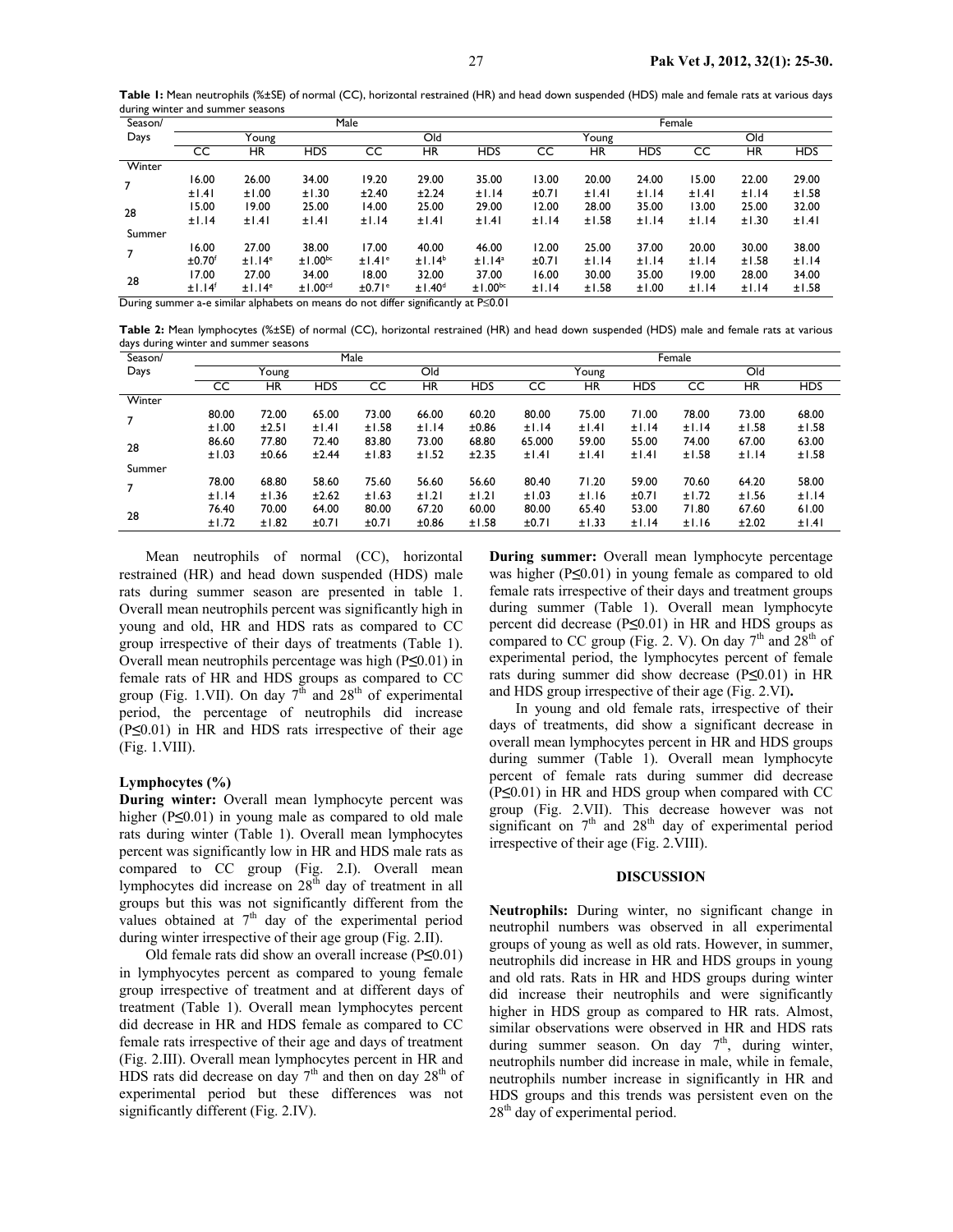**Table 1:** Mean neutrophils (%±SE) of normal (CC), horizontal restrained (HR) and head down suspended (HDS) male and female rats at various days during winter and summer seasons

| Season/ Days | Male | | | | | | Female | | | | | |
|---|---|---|---|---|---|---|---|---|---|---|---|---|
| | Young | | | Old | | | Young | | | Old | | |
| | CC | HR | HDS | CC | HR | HDS | CC | HR | HDS | CC | HR | HDS |
| Winter | | | | | | | | | | | | |
| 7 | 16.00 ±1.41 | 26.00 ±1.00 | 34.00 ±1.30 | 19.20 ±2.40 | 29.00 ±2.24 | 35.00 ±1.14 | 13.00 ±0.71 | 20.00 ±1.41 | 24.00 ±1.14 | 15.00 ±1.41 | 22.00 ±1.14 | 29.00 ±1.58 |
| 28 | 15.00 ±1.14 | 19.00 ±1.41 | 25.00 ±1.41 | 14.00 ±1.14 | 25.00 ±1.41 | 29.00 ±1.41 | 12.00 ±1.14 | 28.00 ±1.58 | 35.00 ±1.14 | 13.00 ±1.14 | 25.00 ±1.30 | 32.00 ±1.41 |
| Summer | | | | | | | | | | | | |
| 7 | 16.00 ±0.70[f] | 27.00 ±1.14[e] | 38.00 ±1.00[bc] | 17.00 ±1.41[e] | 40.00 ±1.14[b] | 46.00 ±1.14[a] | 12.00 ±0.71 | 25.00 ±1.14 | 37.00 ±1.14 | 20.00 ±1.14 | 30.00 ±1.58 | 38.00 ±1.14 |
| 28 | 17.00 ±1.14[f] | 27.00 ±1.14[e] | 34.00 ±1.00[cd] | 18.00 ±0.71[e] | 32.00 ±1.40[d] | 37.00 ±1.00[bc] | 16.00 ±1.14 | 30.00 ±1.58 | 35.00 ±1.00 | 19.00 ±1.14 | 28.00 ±1.14 | 34.00 ±1.58 |

During summer a-e similar alphabets on means do not differ significantly at P≤0.01

**Table 2:** Mean lymphocytes (%±SE) of normal (CC), horizontal restrained (HR) and head down suspended (HDS) male and female rats at various days during winter and summer seasons

| Season/ Days | Male | | | | | | Female | | | | | |
|---|---|---|---|---|---|---|---|---|---|---|---|---|
| | Young | | | Old | | | Young | | | Old | | |
| | CC | HR | HDS | CC | HR | HDS | CC | HR | HDS | CC | HR | HDS |
| Winter | | | | | | | | | | | | |
| 7 | 80.00 ±1.00 | 72.00 ±2.51 | 65.00 ±1.41 | 73.00 ±1.58 | 66.00 ±1.14 | 60.20 ±0.86 | 80.00 ±1.14 | 75.00 ±1.41 | 71.00 ±1.14 | 78.00 ±1.14 | 73.00 ±1.58 | 68.00 ±1.58 |
| 28 | 86.60 ±1.03 | 77.80 ±0.66 | 72.40 ±2.44 | 83.80 ±1.83 | 73.00 ±1.52 | 68.80 ±2.35 | 65.000 ±1.41 | 59.00 ±1.41 | 55.00 ±1.41 | 74.00 ±1.58 | 67.00 ±1.14 | 63.00 ±1.58 |
| Summer | | | | | | | | | | | | |
| 7 | 78.00 ±1.14 | 68.80 ±1.36 | 58.60 ±2.62 | 75.60 ±1.63 | 56.60 ±1.21 | 56.60 ±1.21 | 80.40 ±1.03 | 71.20 ±1.16 | 59.00 ±0.71 | 70.60 ±1.72 | 64.20 ±1.56 | 58.00 ±1.14 |
| 28 | 76.40 ±1.72 | 70.00 ±1.82 | 64.00 ±0.71 | 80.00 ±0.71 | 67.20 ±0.86 | 60.00 ±1.58 | 80.00 ±0.71 | 65.40 ±1.33 | 53.00 ±1.14 | 71.80 ±1.16 | 67.60 ±2.02 | 61.00 ±1.41 |

Mean neutrophils of normal (CC), horizontal restrained (HR) and head down suspended (HDS) male rats during summer season are presented in table 1. Overall mean neutrophils percent was significantly high in young and old, HR and HDS rats as compared to CC group irrespective of their days of treatments (Table 1). Overall mean neutrophils percentage was high (P≤0.01) in female rats of HR and HDS groups as compared to CC group (Fig. 1.VII). On day 7[th] and 28[th] of experimental period, the percentage of neutrophils did increase (P≤0.01) in HR and HDS rats irrespective of their age (Fig. 1.VIII).

### Lymphocytes (%)

**During winter:** Overall mean lymphocyte percent was higher (P≤0.01) in young male as compared to old male rats during winter (Table 1). Overall mean lymphocytes percent was significantly low in HR and HDS male rats as compared to CC group (Fig. 2.I). Overall mean lymphocytes did increase on 28[th] day of treatment in all groups but this was not significantly different from the values obtained at 7[th] day of the experimental period during winter irrespective of their age group (Fig. 2.II).

Old female rats did show an overall increase (P≤0.01) in lymphyocytes percent as compared to young female group irrespective of treatment and at different days of treatment (Table 1). Overall mean lymphocytes percent did decrease in HR and HDS female as compared to CC female rats irrespective of their age and days of treatment (Fig. 2.III). Overall mean lymphocytes percent in HR and HDS rats did decrease on day 7[th] and then on day 28[th] of experimental period but these differences was not significantly different (Fig. 2.IV).

**During summer:** Overall mean lymphocyte percentage was higher (P≤0.01) in young female as compared to old female rats irrespective of their days and treatment groups during summer (Table 1). Overall mean lymphocyte percent did decrease (P≤0.01) in HR and HDS groups as compared to CC group (Fig. 2. V). On day 7[th] and 28[th] of experimental period, the lymphocytes percent of female rats during summer did show decrease (P≤0.01) in HR and HDS group irrespective of their age (Fig. 2.VI).

In young and old female rats, irrespective of their days of treatments, did show a significant decrease in overall mean lymphocytes percent in HR and HDS groups during summer (Table 1). Overall mean lymphocyte percent of female rats during summer did decrease (P≤0.01) in HR and HDS group when compared with CC group (Fig. 2.VII). This decrease however was not significant on 7[th] and 28[th] day of experimental period irrespective of their age (Fig. 2.VIII).

## DISCUSSION

**Neutrophils:** During winter, no significant change in neutrophil numbers was observed in all experimental groups of young as well as old rats. However, in summer, neutrophils did increase in HR and HDS groups in young and old rats. Rats in HR and HDS groups during winter did increase their neutrophils and were significantly higher in HDS group as compared to HR rats. Almost, similar observations were observed in HR and HDS rats during summer season. On day 7[th], during winter, neutrophils number did increase in male, while in female, neutrophils number increase in significantly in HR and HDS groups and this trends was persistent even on the 28[th] day of experimental period.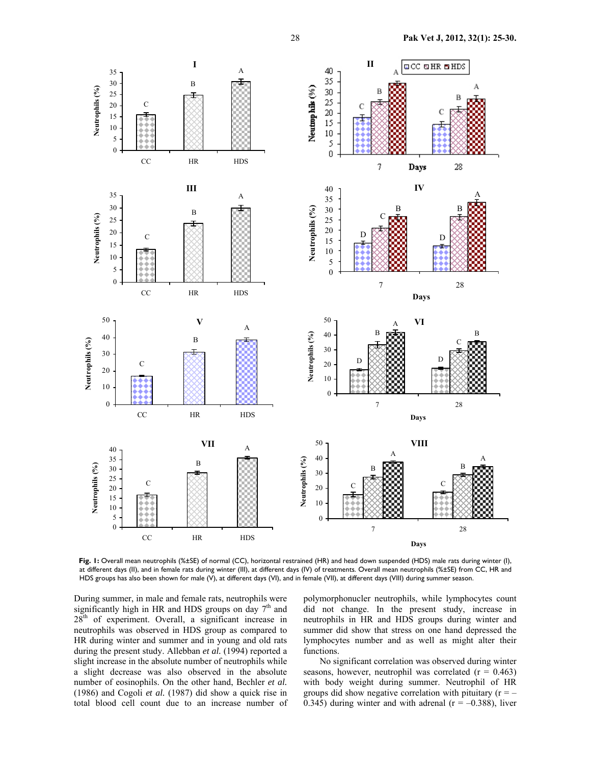**Fig. 1:** Overall mean neutrophils (%±SE) of normal (CC), horizontal restrained (HR) and head down suspended (HDS) male rats during winter (I), at different days (II), and in female rats during winter (III), at different days (IV) of treatments. Overall mean neutrophils (%±SE) from CC, HR and HDS groups has also been shown for male (V), at different days (VI), and in female (VII), at different days (VIII) during summer season.

During summer, in male and female rats, neutrophils were significantly high in HR and HDS groups on day 7th and 28th of experiment. Overall, a significant increase in neutrophils was observed in HDS group as compared to HR during winter and summer and in young and old rats during the present study. Allebban *et al.* (1994) reported a slight increase in the absolute number of neutrophils while a slight decrease was also observed in the absolute number of eosinophils. On the other hand, Bechler *et al.* (1986) and Cogoli *et al.* (1987) did show a quick rise in total blood cell count due to an increase number of polymorphonucler neutrophils, while lymphocytes count did not change. In the present study, increase in neutrophils in HR and HDS groups during winter and summer did show that stress on one hand depressed the lymphocytes number and as well as might alter their functions.

No significant correlation was observed during winter seasons, however, neutrophil was correlated (r = 0.463) with body weight during summer. Neutrophil of HR groups did show negative correlation with pituitary (r = –0.345) during winter and with adrenal (r = –0.388), liver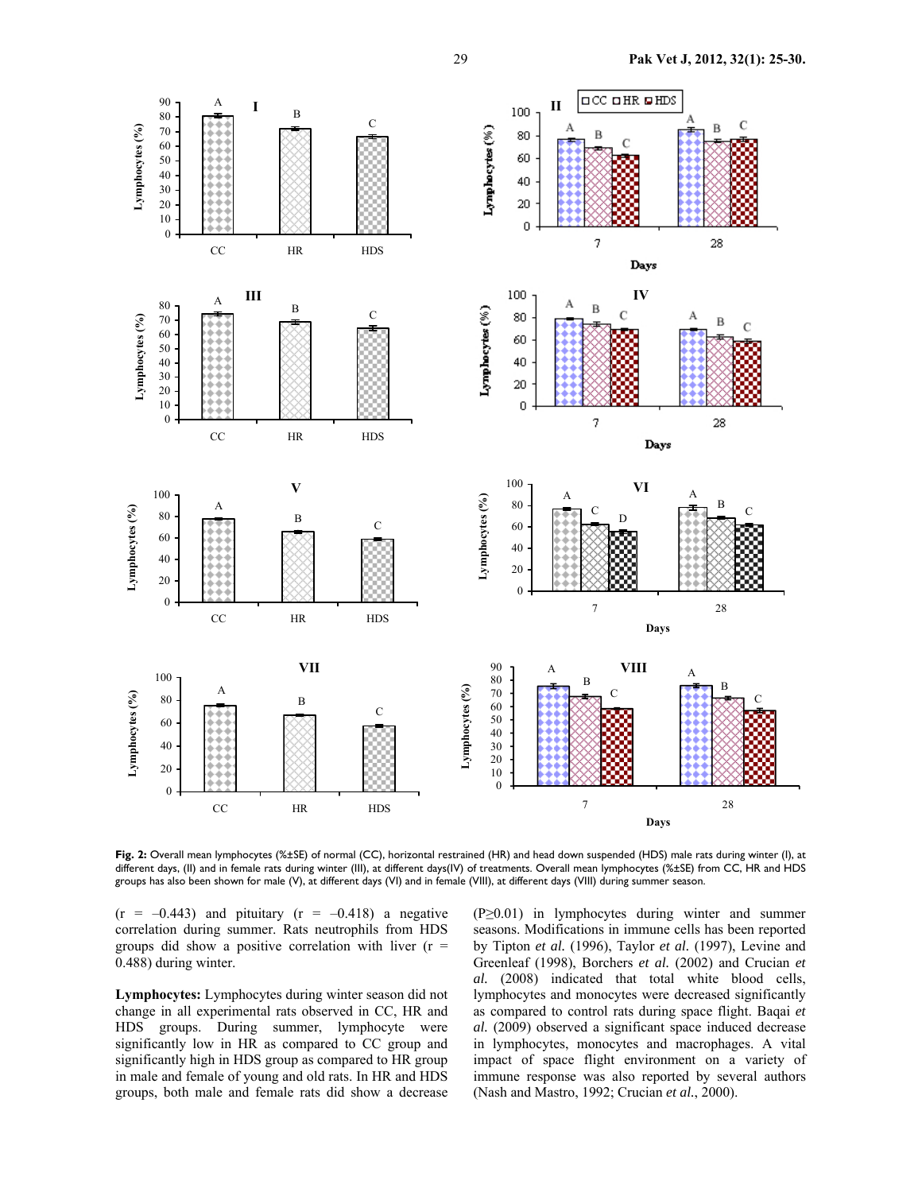**Fig. 2:** Overall mean lymphocytes (%±SE) of normal (CC), horizontal restrained (HR) and head down suspended (HDS) male rats during winter (I), at different days, (II) and in female rats during winter (III), at different days(IV) of treatments. Overall mean lymphocytes (%±SE) from CC, HR and HDS groups has also been shown for male (V), at different days (VI) and in female (VIII), at different days (VIII) during summer season.

(r = –0.443) and pituitary (r = –0.418) a negative correlation during summer. Rats neutrophils from HDS groups did show a positive correlation with liver (r = 0.488) during winter.

**Lymphocytes:** Lymphocytes during winter season did not change in all experimental rats observed in CC, HR and HDS groups. During summer, lymphocyte were significantly low in HR as compared to CC group and significantly high in HDS group as compared to HR group in male and female of young and old rats. In HR and HDS groups, both male and female rats did show a decrease (P≥0.01) in lymphocytes during winter and summer seasons. Modifications in immune cells has been reported by Tipton *et al.* (1996), Taylor *et al.* (1997), Levine and Greenleaf (1998), Borchers *et al.* (2002) and Crucian *et al.* (2008) indicated that total white blood cells, lymphocytes and monocytes were decreased significantly as compared to control rats during space flight. Baqai *et al.* (2009) observed a significant space induced decrease in lymphocytes, monocytes and macrophages. A vital impact of space flight environment on a variety of immune response was also reported by several authors (Nash and Mastro, 1992; Crucian *et al.*, 2000).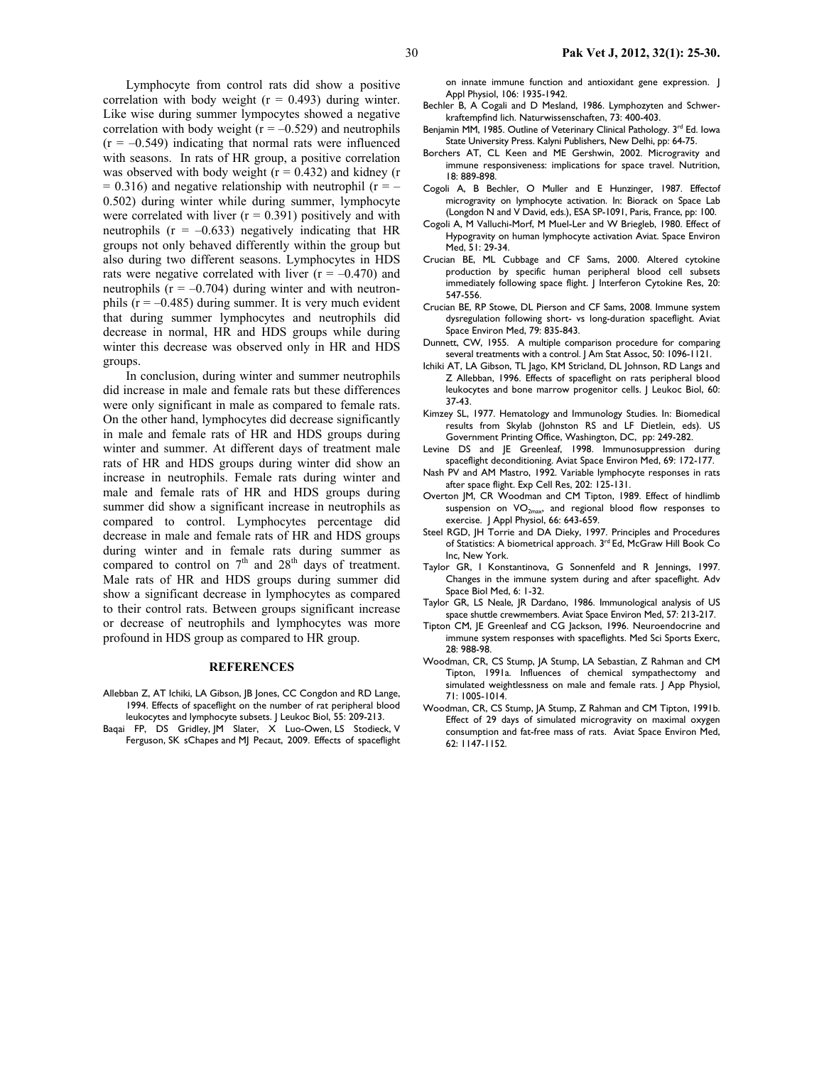Lymphocyte from control rats did show a positive correlation with body weight (r = 0.493) during winter. Like wise during summer lympocytes showed a negative correlation with body weight (r = –0.529) and neutrophils (r = –0.549) indicating that normal rats were influenced with seasons. In rats of HR group, a positive correlation was observed with body weight (r = 0.432) and kidney (r = 0.316) and negative relationship with neutrophil (r = –0.502) during winter while during summer, lymphocyte were correlated with liver (r = 0.391) positively and with neutrophils (r = –0.633) negatively indicating that HR groups not only behaved differently within the group but also during two different seasons. Lymphocytes in HDS rats were negative correlated with liver (r = –0.470) and neutrophils (r = –0.704) during winter and with neutronphils (r = –0.485) during summer. It is very much evident that during summer lymphocytes and neutrophils did decrease in normal, HR and HDS groups while during winter this decrease was observed only in HR and HDS groups.

In conclusion, during winter and summer neutrophils did increase in male and female rats but these differences were only significant in male as compared to female rats. On the other hand, lymphocytes did decrease significantly in male and female rats of HR and HDS groups during winter and summer. At different days of treatment male rats of HR and HDS groups during winter did show an increase in neutrophils. Female rats during winter and male and female rats of HR and HDS groups during summer did show a significant increase in neutrophils as compared to control. Lymphocytes percentage did decrease in male and female rats of HR and HDS groups during winter and in female rats during summer as compared to control on 7th and 28th days of treatment. Male rats of HR and HDS groups during summer did show a significant decrease in lymphocytes as compared to their control rats. Between groups significant increase or decrease of neutrophils and lymphocytes was more profound in HDS group as compared to HR group.

## REFERENCES

Allebban Z, AT Ichiki, LA Gibson, JB Jones, CC Congdon and RD Lange, 1994. Effects of spaceflight on the number of rat peripheral blood leukocytes and lymphocyte subsets. J Leukoc Biol, 55: 209-213.

Baqai FP, DS Gridley, JM Slater, X Luo-Owen, LS Stodieck, V Ferguson, SK sChapes and MJ Pecaut, 2009. Effects of spaceflight on innate immune function and antioxidant gene expression. J Appl Physiol, 106: 1935-1942.

Bechler B, A Cogali and D Mesland, 1986. Lymphozyten and Schwer-kraftempfind lich. Naturwissenschaften, 73: 400-403.

Benjamin MM, 1985. Outline of Veterinary Clinical Pathology. 3rd Ed. Iowa State University Press. Kalyni Publishers, New Delhi, pp: 64-75.

Borchers AT, CL Keen and ME Gershwin, 2002. Microgravity and immune responsiveness: implications for space travel. Nutrition, 18: 889-898.

Cogoli A, B Bechler, O Muller and E Hunzinger, 1987. Effectof microgravity on lymphocyte activation. In: Biorack on Space Lab (Longdon N and V David, eds.), ESA SP-1091, Paris, France, pp: 100.

Cogoli A, M Valluchi-Morf, M Muel-Ler and W Briegleb, 1980. Effect of Hypogravity on human lymphocyte activation Aviat. Space Environ Med, 51: 29-34.

Crucian BE, ML Cubbage and CF Sams, 2000. Altered cytokine production by specific human peripheral blood cell subsets immediately following space flight. J Interferon Cytokine Res, 20: 547-556.

Crucian BE, RP Stowe, DL Pierson and CF Sams, 2008. Immune system dysregulation following short- vs long-duration spaceflight. Aviat Space Environ Med, 79: 835-843.

Dunnett, CW, 1955. A multiple comparison procedure for comparing several treatments with a control. J Am Stat Assoc, 50: 1096-1121.

Ichiki AT, LA Gibson, TL Jago, KM Stricland, DL Johnson, RD Langs and Z Allebban, 1996. Effects of spaceflight on rats peripheral blood leukocytes and bone marrow progenitor cells. J Leukoc Biol, 60: 37-43.

Kimzey SL, 1977. Hematology and Immunology Studies. In: Biomedical results from Skylab (Johnston RS and LF Dietlein, eds). US Government Printing Office, Washington, DC, pp: 249-282.

Levine DS and JE Greenleaf, 1998. Immunosuppression during spaceflight deconditioning. Aviat Space Environ Med, 69: 172-177.

Nash PV and AM Mastro, 1992. Variable lymphocyte responses in rats after space flight. Exp Cell Res, 202: 125-131.

Overton JM, CR Woodman and CM Tipton, 1989. Effect of hindlimb suspension on $VO_{2max}$, and regional blood flow responses to exercise. J Appl Physiol, 66: 643-659.

Steel RGD, JH Torrie and DA Dieky, 1997. Principles and Procedures of Statistics: A biometrical approach. 3rd Ed, McGraw Hill Book Co Inc, New York.

Taylor GR, I Konstantinova, G Sonnenfeld and R Jennings, 1997. Changes in the immune system during and after spaceflight. Adv Space Biol Med, 6: 1-32.

Taylor GR, LS Neale, JR Dardano, 1986. Immunological analysis of US space shuttle crewmembers. Aviat Space Environ Med, 57: 213-217.

Tipton CM, JE Greenleaf and CG Jackson, 1996. Neuroendocrine and immune system responses with spaceflights. Med Sci Sports Exerc, 28: 988-98.

Woodman, CR, CS Stump, JA Stump, LA Sebastian, Z Rahman and CM Tipton, 1991a. Influences of chemical sympathectomy and simulated weightlessness on male and female rats. J App Physiol, 71: 1005-1014.

Woodman, CR, CS Stump, JA Stump, Z Rahman and CM Tipton, 1991b. Effect of 29 days of simulated microgravity on maximal oxygen consumption and fat-free mass of rats. Aviat Space Environ Med, 62: 1147-1152.